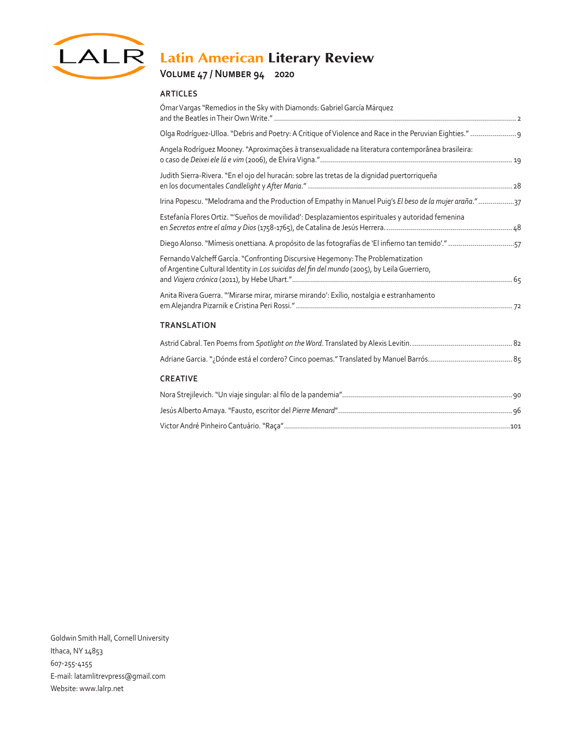# Latin American Literary Review

**Volume 47 / Number 94 2020**

## ARTICLES

Ómar Vargas "Remedios in the Sky with Diamonds: Gabriel García Márquez and the Beatles in Their Own Write." ........ 2

Olga Rodríguez-Ulloa. "Debris and Poetry: A Critique of Violence and Race in the Peruvian Eighties." ........ 9

Angela Rodríguez Mooney. "Aproximações à transexualidade na literatura contemporânea brasileira: o caso de *Deixei ele lá e vim* (2006), de Elvira Vigna." ........ 19

Judith Sierra-Rivera. "En el ojo del huracán: sobre las tretas de la dignidad puertorriqueña en los documentales *Candlelight* y *After Maria*." ........ 28

Irina Popescu. "Melodrama and the Production of Empathy in Manuel Puig's *El beso de la mujer araña*." ........ 37

Estefanía Flores Ortiz. "'Sueños de movilidad': Desplazamientos espirituales y autoridad femenina en *Secretos entre el alma y Dios* (1758-1765), de Catalina de Jesús Herrera. ........ 48

Diego Alonso. "Mímesis onettiana. A propósito de las fotografías de 'El infierno tan temido'." ........ 57

Fernando Valcheff García. "Confronting Discursive Hegemony: The Problematization of Argentine Cultural Identity in *Los suicidas del fin del mundo* (2005), by Leila Guerriero, and *Viajera crónica* (2011), by Hebe Uhart." ........ 65

Anita Rivera Guerra. "'Mirarse mirar, mirarse mirando': Exílio, nostalgia e estranhamento em Alejandra Pizarnik e Cristina Peri Rossi." ........ 72

## TRANSLATION

Astrid Cabral. Ten Poems from *Spotlight on the Word*. Translated by Alexis Levitin. ........ 82

Adriane Garcia. "¿Dónde está el cordero? Cinco poemas." Translated by Manuel Barrós. ........ 85

## CREATIVE

Nora Strejilevich. "Un viaje singular: al filo de la pandemia" ........ 90

Jesús Alberto Amaya. "Fausto, escritor del *Pierre Menard*" ........ 96

Victor André Pinheiro Cantuário. "Raça" ........ 101

Goldwin Smith Hall, Cornell University
Ithaca, NY 14853
607-255-4155
E-mail: latamlitrevpress@gmail.com
Website: www.lalrp.net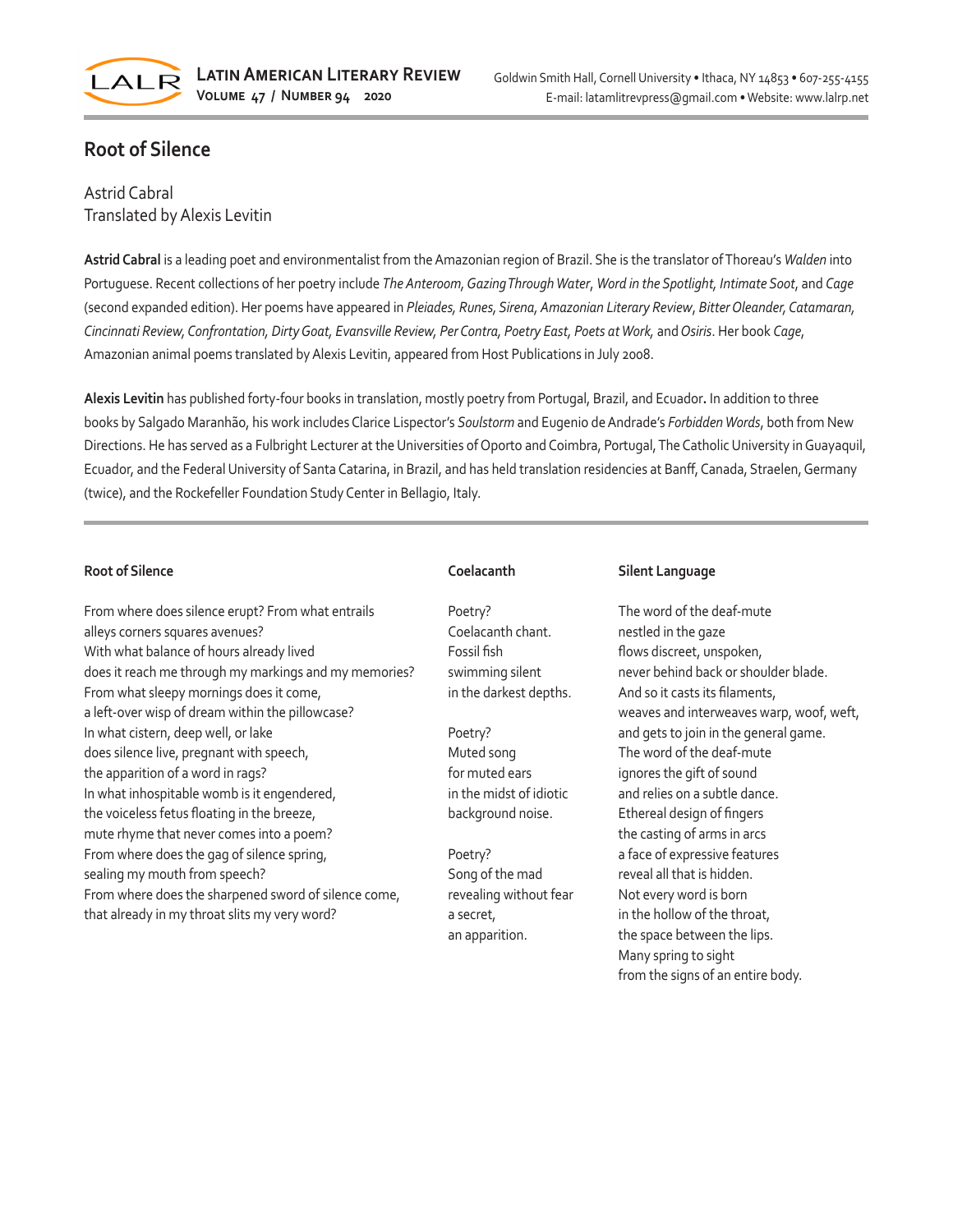## Root of Silence

Astrid Cabral
Translated by Alexis Levitin

**Astrid Cabral** is a leading poet and environmentalist from the Amazonian region of Brazil. She is the translator of Thoreau's *Walden* into Portuguese. Recent collections of her poetry include *The Anteroom, Gazing Through Water, Word in the Spotlight, Intimate Soot*, and *Cage* (second expanded edition). Her poems have appeared in *Pleiades, Runes, Sirena, Amazonian Literary Review, Bitter Oleander, Catamaran, Cincinnati Review, Confrontation, Dirty Goat, Evansville Review, Per Contra, Poetry East, Poets at Work,* and *Osiris*. Her book *Cage*, Amazonian animal poems translated by Alexis Levitin, appeared from Host Publications in July 2008.

**Alexis Levitin** has published forty-four books in translation, mostly poetry from Portugal, Brazil, and Ecuador**.** In addition to three books by Salgado Maranhão, his work includes Clarice Lispector's *Soulstorm* and Eugenio de Andrade's *Forbidden Words*, both from New Directions. He has served as a Fulbright Lecturer at the Universities of Oporto and Coimbra, Portugal, The Catholic University in Guayaquil, Ecuador, and the Federal University of Santa Catarina, in Brazil, and has held translation residencies at Banff, Canada, Straelen, Germany (twice), and the Rockefeller Foundation Study Center in Bellagio, Italy.

---

### Root of Silence

From where does silence erupt? From what entrails
alleys corners squares avenues?
With what balance of hours already lived
does it reach me through my markings and my memories?
From what sleepy mornings does it come,
a left-over wisp of dream within the pillowcase?
In what cistern, deep well, or lake
does silence live, pregnant with speech,
the apparition of a word in rags?
In what inhospitable womb is it engendered,
the voiceless fetus floating in the breeze,
mute rhyme that never comes into a poem?
From where does the gag of silence spring,
sealing my mouth from speech?
From where does the sharpened sword of silence come,
that already in my throat slits my very word?

### Coelacanth

Poetry?
Coelacanth chant.
Fossil fish
swimming silent
in the darkest depths.

Poetry?
Muted song
for muted ears
in the midst of idiotic
background noise.

Poetry?
Song of the mad
revealing without fear
a secret,
an apparition.

### Silent Language

The word of the deaf-mute
nestled in the gaze
flows discreet, unspoken,
never behind back or shoulder blade.
And so it casts its filaments,
weaves and interweaves warp, woof, weft,
and gets to join in the general game.
The word of the deaf-mute
ignores the gift of sound
and relies on a subtle dance.
Ethereal design of fingers
the casting of arms in arcs
a face of expressive features
reveal all that is hidden.
Not every word is born
in the hollow of the throat,
the space between the lips.
Many spring to sight
from the signs of an entire body.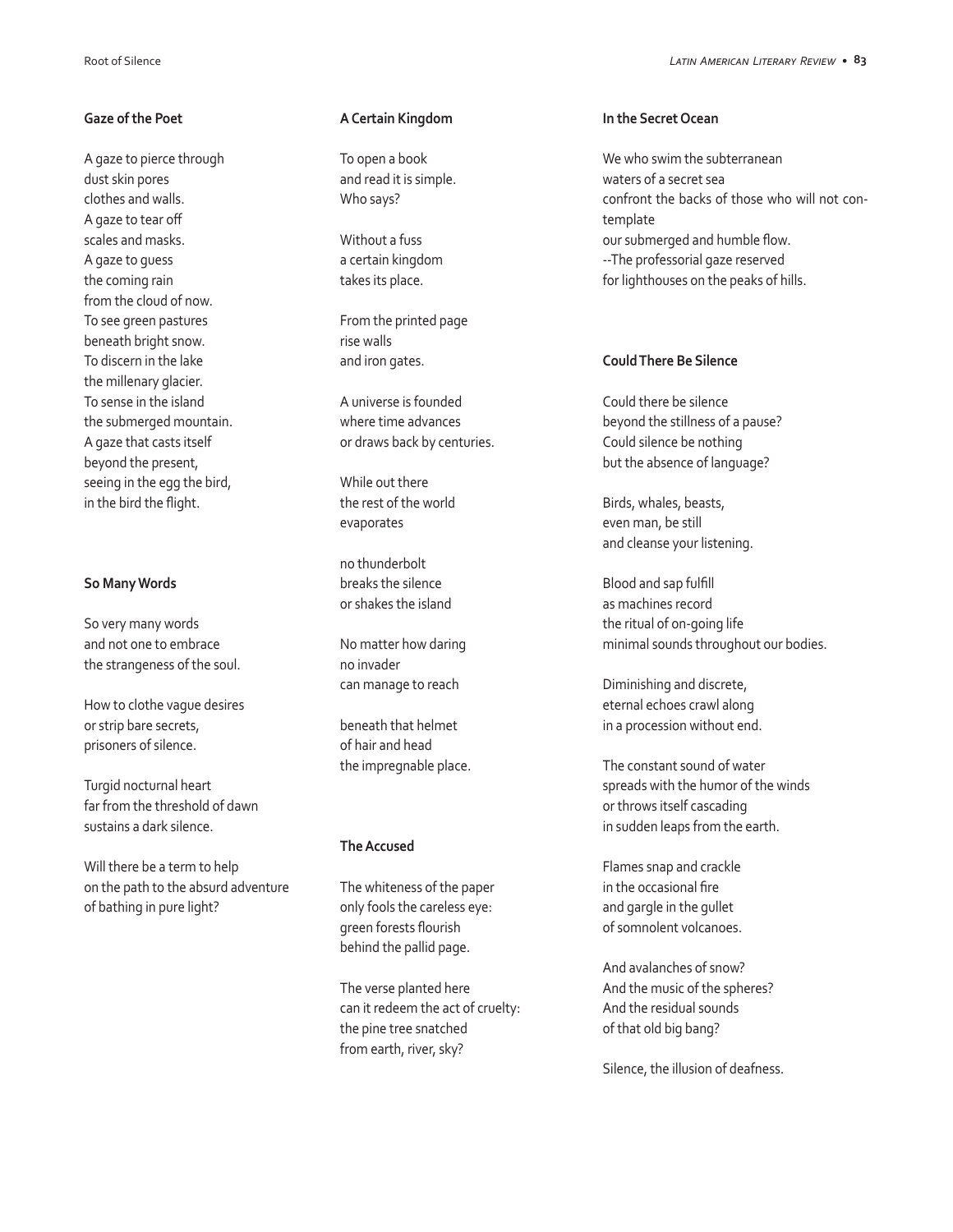### Gaze of the Poet

A gaze to pierce through  
dust skin pores  
clothes and walls.  
A gaze to tear off  
scales and masks.  
A gaze to guess  
the coming rain  
from the cloud of now.  
To see green pastures  
beneath bright snow.  
To discern in the lake  
the millenary glacier.  
To sense in the island  
the submerged mountain.  
A gaze that casts itself  
beyond the present,  
seeing in the egg the bird,  
in the bird the flight.

### So Many Words

So very many words  
and not one to embrace  
the strangeness of the soul.

How to clothe vague desires  
or strip bare secrets,  
prisoners of silence.

Turgid nocturnal heart  
far from the threshold of dawn  
sustains a dark silence.

Will there be a term to help  
on the path to the absurd adventure  
of bathing in pure light?

### A Certain Kingdom

To open a book  
and read it is simple.  
Who says?

Without a fuss  
a certain kingdom  
takes its place.

From the printed page  
rise walls  
and iron gates.

A universe is founded  
where time advances  
or draws back by centuries.

While out there  
the rest of the world  
evaporates

no thunderbolt  
breaks the silence  
or shakes the island

No matter how daring  
no invader  
can manage to reach

beneath that helmet  
of hair and head  
the impregnable place.

### The Accused

The whiteness of the paper  
only fools the careless eye:  
green forests flourish  
behind the pallid page.

The verse planted here  
can it redeem the act of cruelty:  
the pine tree snatched  
from earth, river, sky?

### In the Secret Ocean

We who swim the subterranean  
waters of a secret sea  
confront the backs of those who will not contemplate  
our submerged and humble flow.  
--The professorial gaze reserved  
for lighthouses on the peaks of hills.

### Could There Be Silence

Could there be silence  
beyond the stillness of a pause?  
Could silence be nothing  
but the absence of language?

Birds, whales, beasts,  
even man, be still  
and cleanse your listening.

Blood and sap fulfill  
as machines record  
the ritual of on-going life  
minimal sounds throughout our bodies.

Diminishing and discrete,  
eternal echoes crawl along  
in a procession without end.

The constant sound of water  
spreads with the humor of the winds  
or throws itself cascading  
in sudden leaps from the earth.

Flames snap and crackle  
in the occasional fire  
and gargle in the gullet  
of somnolent volcanoes.

And avalanches of snow?  
And the music of the spheres?  
And the residual sounds  
of that old big bang?

Silence, the illusion of deafness.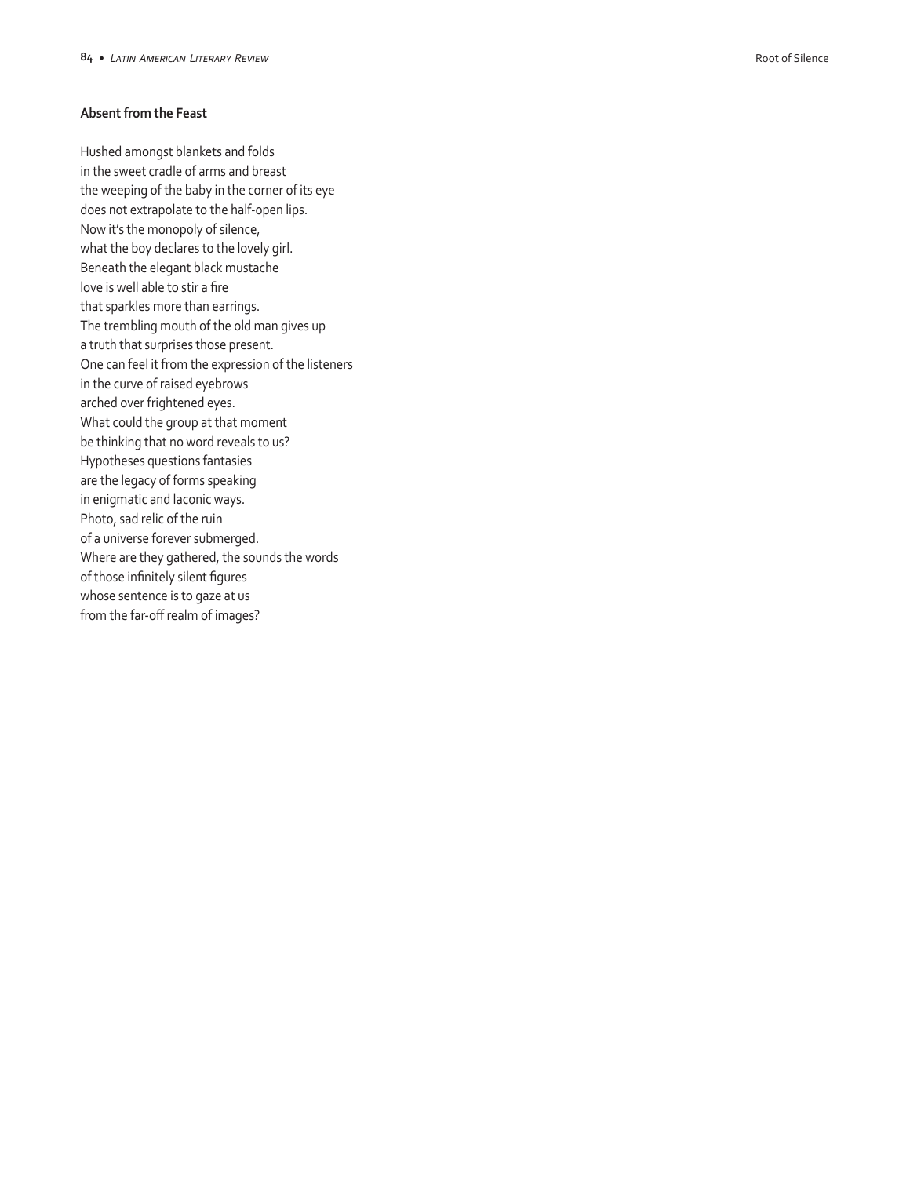**Absent from the Feast**

Hushed amongst blankets and folds
in the sweet cradle of arms and breast
the weeping of the baby in the corner of its eye
does not extrapolate to the half-open lips.
Now it's the monopoly of silence,
what the boy declares to the lovely girl.
Beneath the elegant black mustache
love is well able to stir a fire
that sparkles more than earrings.
The trembling mouth of the old man gives up
a truth that surprises those present.
One can feel it from the expression of the listeners
in the curve of raised eyebrows
arched over frightened eyes.
What could the group at that moment
be thinking that no word reveals to us?
Hypotheses questions fantasies
are the legacy of forms speaking
in enigmatic and laconic ways.
Photo, sad relic of the ruin
of a universe forever submerged.
Where are they gathered, the sounds the words
of those infinitely silent figures
whose sentence is to gaze at us
from the far-off realm of images?